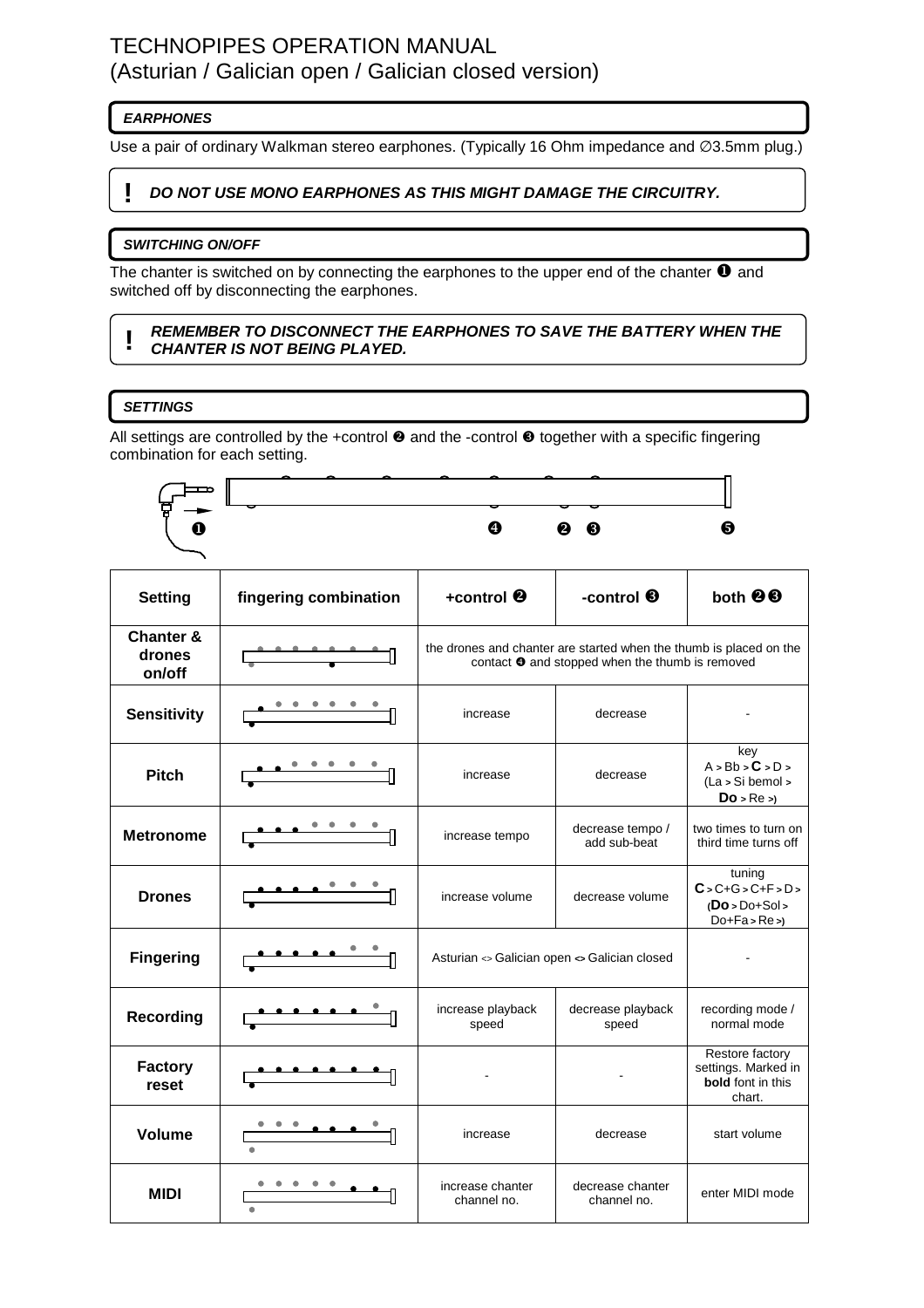# TECHNOPIPES OPERATION MANUAL
(Asturian / Galician open / Galician closed version)

## *EARPHONES*

Use a pair of ordinary Walkman stereo earphones. (Typically 16 Ohm impedance and ∅3.5mm plug.)

> **!** ***DO NOT USE MONO EARPHONES AS THIS MIGHT DAMAGE THE CIRCUITRY.***

## *SWITCHING ON/OFF*

The chanter is switched on by connecting the earphones to the upper end of the chanter ❶ and switched off by disconnecting the earphones.

> **!** ***REMEMBER TO DISCONNECT THE EARPHONES TO SAVE THE BATTERY WHEN THE CHANTER IS NOT BEING PLAYED.***

## *SETTINGS*

All settings are controlled by the +control ❷ and the -control ❸ together with a specific fingering combination for each setting.

❶ ❹ ❷ ❸ ❺

| Setting | fingering combination | +control ❷ | -control ❸ | both ❷❸ |
|---|---|---|---|---|
| **Chanter & drones on/off** | | the drones and chanter are started when the thumb is placed on the contact ❹ and stopped when the thumb is removed | | |
| **Sensitivity** | | increase | decrease | - |
| **Pitch** | | increase | decrease | key A > Bb > **C** > D > (La > Si bemol > **Do** > Re >) |
| **Metronome** | | increase tempo | decrease tempo / add sub-beat | two times to turn on third time turns off |
| **Drones** | | increase volume | decrease volume | tuning **C** > C+G > C+F > D > (**Do** > Do+Sol > Do+Fa > Re >) |
| **Fingering** | | Asturian <> Galician open <> Galician closed | | - |
| **Recording** | | increase playback speed | decrease playback speed | recording mode / normal mode |
| **Factory reset** | | - | - | Restore factory settings. Marked in **bold** font in this chart. |
| **Volume** | | increase | decrease | start volume |
| **MIDI** | | increase chanter channel no. | decrease chanter channel no. | enter MIDI mode |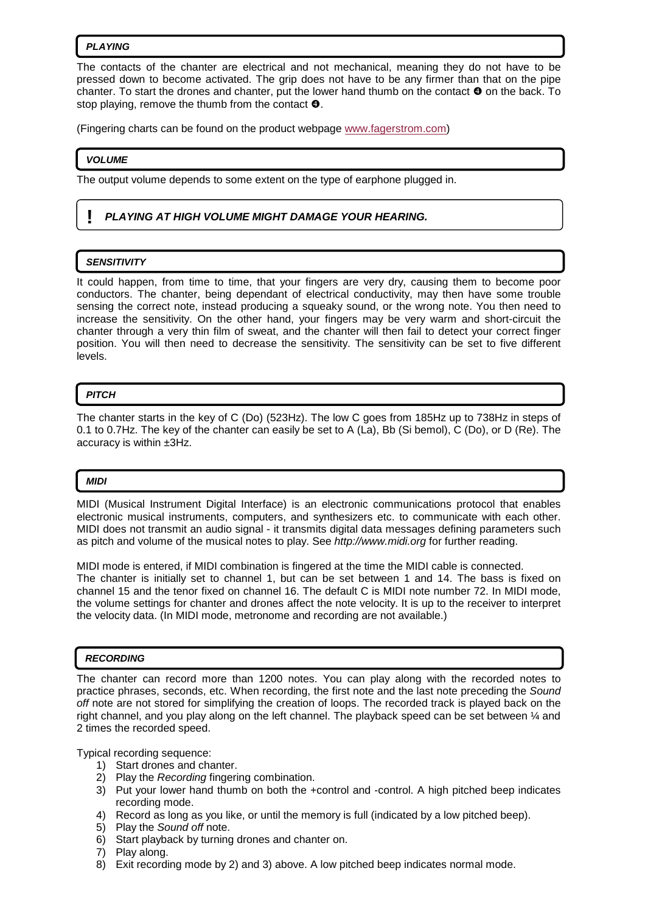## *PLAYING*

The contacts of the chanter are electrical and not mechanical, meaning they do not have to be pressed down to become activated. The grip does not have to be any firmer than that on the pipe chanter. To start the drones and chanter, put the lower hand thumb on the contact ❹ on the back. To stop playing, remove the thumb from the contact ❹.

(Fingering charts can be found on the product webpage www.fagerstrom.com)

## *VOLUME*

The output volume depends to some extent on the type of earphone plugged in.

> **!** ***PLAYING AT HIGH VOLUME MIGHT DAMAGE YOUR HEARING.***

## *SENSITIVITY*

It could happen, from time to time, that your fingers are very dry, causing them to become poor conductors. The chanter, being dependant of electrical conductivity, may then have some trouble sensing the correct note, instead producing a squeaky sound, or the wrong note. You then need to increase the sensitivity. On the other hand, your fingers may be very warm and short-circuit the chanter through a very thin film of sweat, and the chanter will then fail to detect your correct finger position. You will then need to decrease the sensitivity. The sensitivity can be set to five different levels.

## *PITCH*

The chanter starts in the key of C (Do) (523Hz). The low C goes from 185Hz up to 738Hz in steps of 0.1 to 0.7Hz. The key of the chanter can easily be set to A (La), Bb (Si bemol), C (Do), or D (Re). The accuracy is within ±3Hz.

## *MIDI*

MIDI (Musical Instrument Digital Interface) is an electronic communications protocol that enables electronic musical instruments, computers, and synthesizers etc. to communicate with each other. MIDI does not transmit an audio signal - it transmits digital data messages defining parameters such as pitch and volume of the musical notes to play. See *http://www.midi.org* for further reading.

MIDI mode is entered, if MIDI combination is fingered at the time the MIDI cable is connected.
The chanter is initially set to channel 1, but can be set between 1 and 14. The bass is fixed on channel 15 and the tenor fixed on channel 16. The default C is MIDI note number 72. In MIDI mode, the volume settings for chanter and drones affect the note velocity. It is up to the receiver to interpret the velocity data. (In MIDI mode, metronome and recording are not available.)

## *RECORDING*

The chanter can record more than 1200 notes. You can play along with the recorded notes to practice phrases, seconds, etc. When recording, the first note and the last note preceding the *Sound off* note are not stored for simplifying the creation of loops. The recorded track is played back on the right channel, and you play along on the left channel. The playback speed can be set between ¼ and 2 times the recorded speed.

Typical recording sequence:

1) Start drones and chanter.
2) Play the *Recording* fingering combination.
3) Put your lower hand thumb on both the +control and -control. A high pitched beep indicates recording mode.
4) Record as long as you like, or until the memory is full (indicated by a low pitched beep).
5) Play the *Sound off* note.
6) Start playback by turning drones and chanter on.
7) Play along.
8) Exit recording mode by 2) and 3) above. A low pitched beep indicates normal mode.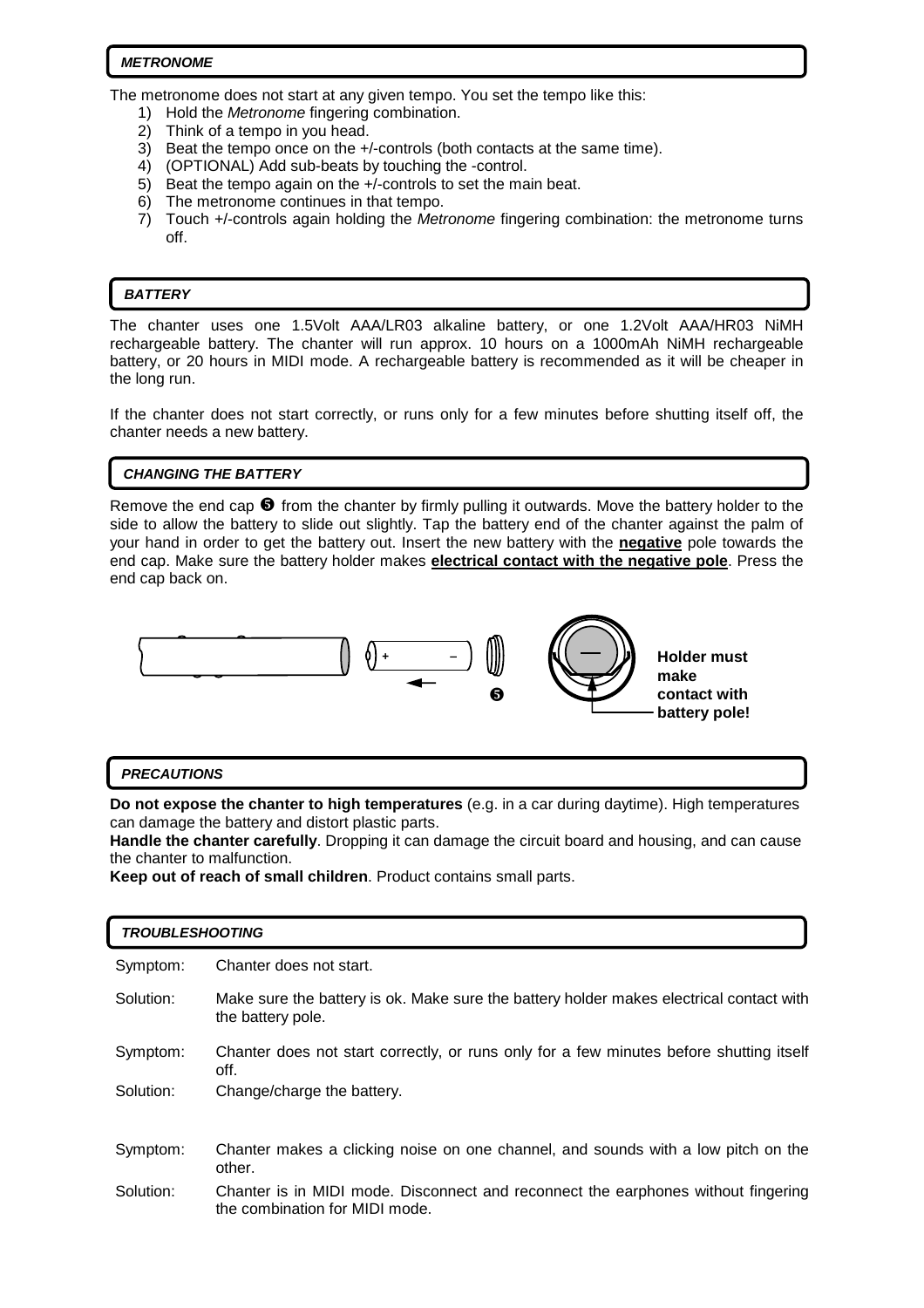## *METRONOME*

The metronome does not start at any given tempo. You set the tempo like this:

1) Hold the *Metronome* fingering combination.
2) Think of a tempo in you head.
3) Beat the tempo once on the +/-controls (both contacts at the same time).
4) (OPTIONAL) Add sub-beats by touching the -control.
5) Beat the tempo again on the +/-controls to set the main beat.
6) The metronome continues in that tempo.
7) Touch +/-controls again holding the *Metronome* fingering combination: the metronome turns off.

## *BATTERY*

The chanter uses one 1.5Volt AAA/LR03 alkaline battery, or one 1.2Volt AAA/HR03 NiMH rechargeable battery. The chanter will run approx. 10 hours on a 1000mAh NiMH rechargeable battery, or 20 hours in MIDI mode. A rechargeable battery is recommended as it will be cheaper in the long run.

If the chanter does not start correctly, or runs only for a few minutes before shutting itself off, the chanter needs a new battery.

## *CHANGING THE BATTERY*

Remove the end cap ❺ from the chanter by firmly pulling it outwards. Move the battery holder to the side to allow the battery to slide out slightly. Tap the battery end of the chanter against the palm of your hand in order to get the battery out. Insert the new battery with the **negative** pole towards the end cap. Make sure the battery holder makes **electrical contact with the negative pole**. Press the end cap back on.

**Holder must make contact with battery pole!**

## *PRECAUTIONS*

**Do not expose the chanter to high temperatures** (e.g. in a car during daytime). High temperatures can damage the battery and distort plastic parts.

**Handle the chanter carefully**. Dropping it can damage the circuit board and housing, and can cause the chanter to malfunction.

**Keep out of reach of small children**. Product contains small parts.

## *TROUBLESHOOTING*

Symptom: Chanter does not start.

Solution: Make sure the battery is ok. Make sure the battery holder makes electrical contact with the battery pole.

Symptom: Chanter does not start correctly, or runs only for a few minutes before shutting itself off.

Solution: Change/charge the battery.

Symptom: Chanter makes a clicking noise on one channel, and sounds with a low pitch on the other.

Solution: Chanter is in MIDI mode. Disconnect and reconnect the earphones without fingering the combination for MIDI mode.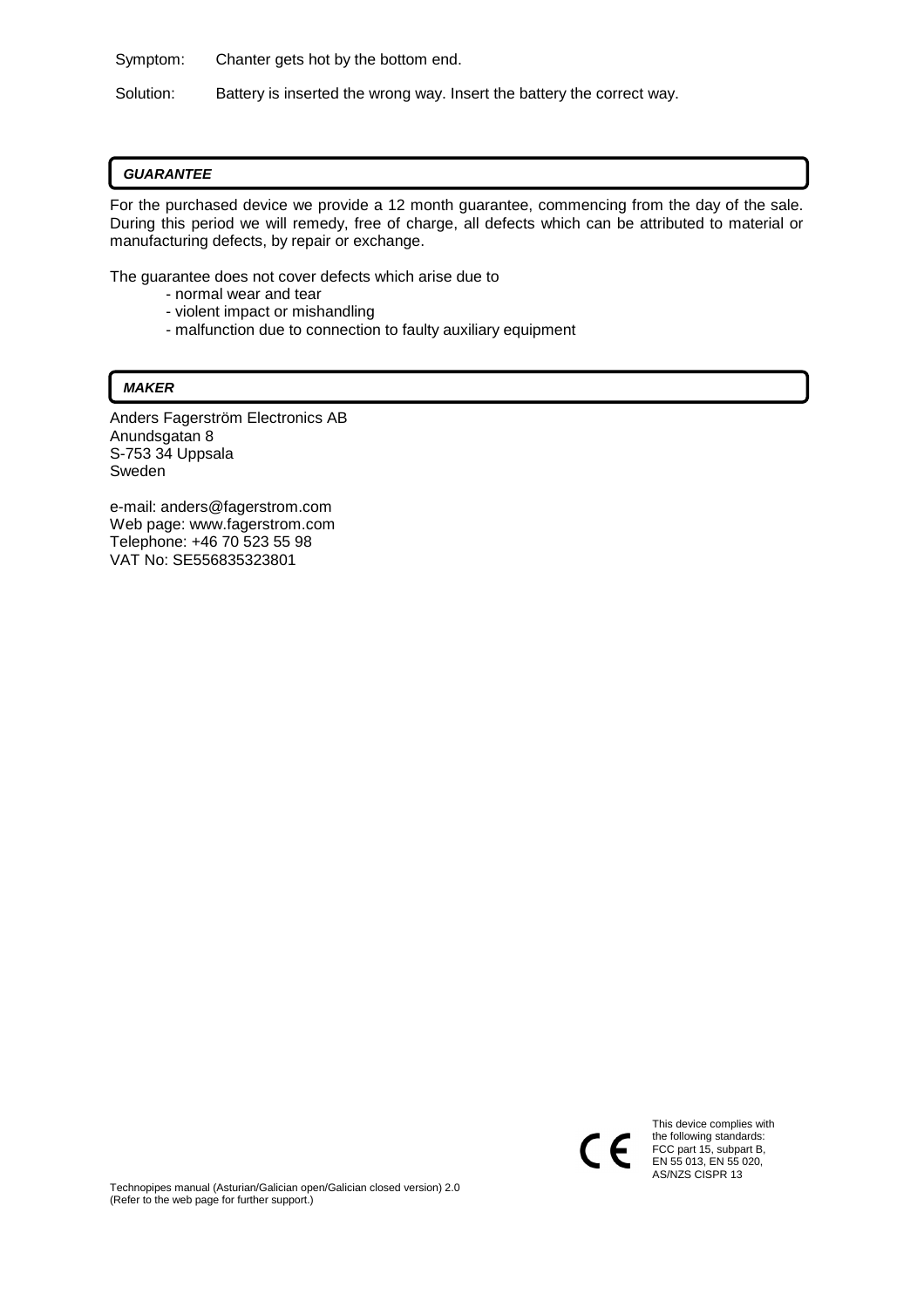Symptom: Chanter gets hot by the bottom end.

Solution: Battery is inserted the wrong way. Insert the battery the correct way.

## *GUARANTEE*

For the purchased device we provide a 12 month guarantee, commencing from the day of the sale. During this period we will remedy, free of charge, all defects which can be attributed to material or manufacturing defects, by repair or exchange.

The guarantee does not cover defects which arise due to

- normal wear and tear
- violent impact or mishandling
- malfunction due to connection to faulty auxiliary equipment

## *MAKER*

Anders Fagerström Electronics AB
Anundsgatan 8
S-753 34 Uppsala
Sweden

e-mail: anders@fagerstrom.com
Web page: www.fagerstrom.com
Telephone: +46 70 523 55 98
VAT No: SE556835323801

CE

This device complies with the following standards: FCC part 15, subpart B, EN 55 013, EN 55 020, AS/NZS CISPR 13

Technopipes manual (Asturian/Galician open/Galician closed version) 2.0
(Refer to the web page for further support.)